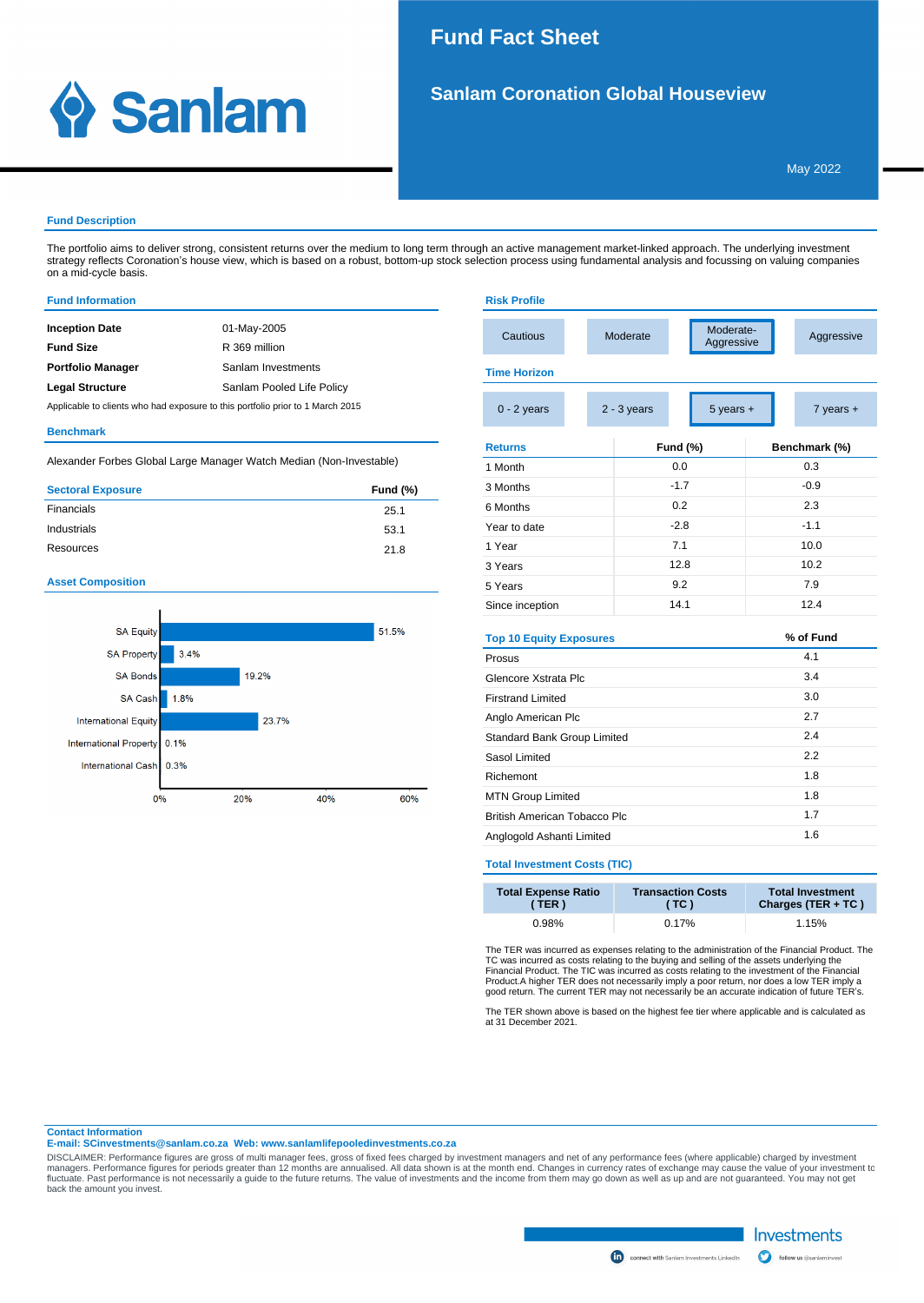# Fund Fact Sheet

## Sanlam Coronation Global Houseview

May 2022

### Fund Description

The portfolio aims to deliver strong, consistent returns over the medium to long term through an active management market-linked approach. The underlying investment strategy reflects Coronation's house view, which is based on a robust, bottom-up stock selection process using fundamental analysis and focussing on valuing companies on a mid-cycle basis.

### Fund Information

| | |
|---|---|
| **Inception Date** | 01-May-2005 |
| **Fund Size** | R 369 million |
| **Portfolio Manager** | Sanlam Investments |
| **Legal Structure** | Sanlam Pooled Life Policy |

Applicable to clients who had exposure to this portfolio prior to 1 March 2015

### Benchmark

Alexander Forbes Global Large Manager Watch Median (Non-Investable)

| Sectoral Exposure | Fund (%) |
|---|---|
| Financials | 25.1 |
| Industrials | 53.1 |
| Resources | 21.8 |

### Asset Composition

| Asset | % |
|---|---|
| SA Equity | 51.5% |
| SA Property | 3.4% |
| SA Bonds | 19.2% |
| SA Cash | 1.8% |
| International Equity | 23.7% |
| International Property | 0.1% |
| International Cash | 0.3% |

### Risk Profile

Cautious | Moderate | **Moderate-Aggressive** | Aggressive

### Time Horizon

0 - 2 years | 2 - 3 years | **5 years +** | 7 years +

| Returns | Fund (%) | Benchmark (%) |
|---|---|---|
| 1 Month | 0.0 | 0.3 |
| 3 Months | -1.7 | -0.9 |
| 6 Months | 0.2 | 2.3 |
| Year to date | -2.8 | -1.1 |
| 1 Year | 7.1 | 10.0 |
| 3 Years | 12.8 | 10.2 |
| 5 Years | 9.2 | 7.9 |
| Since inception | 14.1 | 12.4 |

| Top 10 Equity Exposures | % of Fund |
|---|---|
| Prosus | 4.1 |
| Glencore Xstrata Plc | 3.4 |
| Firstrand Limited | 3.0 |
| Anglo American Plc | 2.7 |
| Standard Bank Group Limited | 2.4 |
| Sasol Limited | 2.2 |
| Richemont | 1.8 |
| MTN Group Limited | 1.8 |
| British American Tobacco Plc | 1.7 |
| Anglogold Ashanti Limited | 1.6 |

### Total Investment Costs (TIC)

| Total Expense Ratio ( TER ) | Transaction Costs ( TC ) | Total Investment Charges (TER + TC ) |
|---|---|---|
| 0.98% | 0.17% | 1.15% |

The TER was incurred as expenses relating to the administration of the Financial Product. The TC was incurred as costs relating to the buying and selling of the assets underlying the Financial Product. The TIC was incurred as costs relating to the investment of the Financial Product.A higher TER does not necessarily imply a poor return, nor does a low TER imply a good return. The current TER may not necessarily be an accurate indication of future TER's.

The TER shown above is based on the highest fee tier where applicable and is calculated as at 31 December 2021.

**Contact Information**
**E-mail: SCinvestments@sanlam.co.za Web: www.sanlamlifepooledinvestments.co.za**

DISCLAIMER: Performance figures are gross of multi manager fees, gross of fixed fees charged by investment managers and net of any performance fees (where applicable) charged by investment managers. Performance figures for periods greater than 12 months are annualised. All data shown is at the month end. Changes in currency rates of exchange may cause the value of your investment to fluctuate. Past performance is not necessarily a guide to the future returns. The value of investments and the income from them may go down as well as up and are not guaranteed. You may not get back the amount you invest.

Investments

connect with Sanlam Investments LinkedIn | follow us @sanlaminvest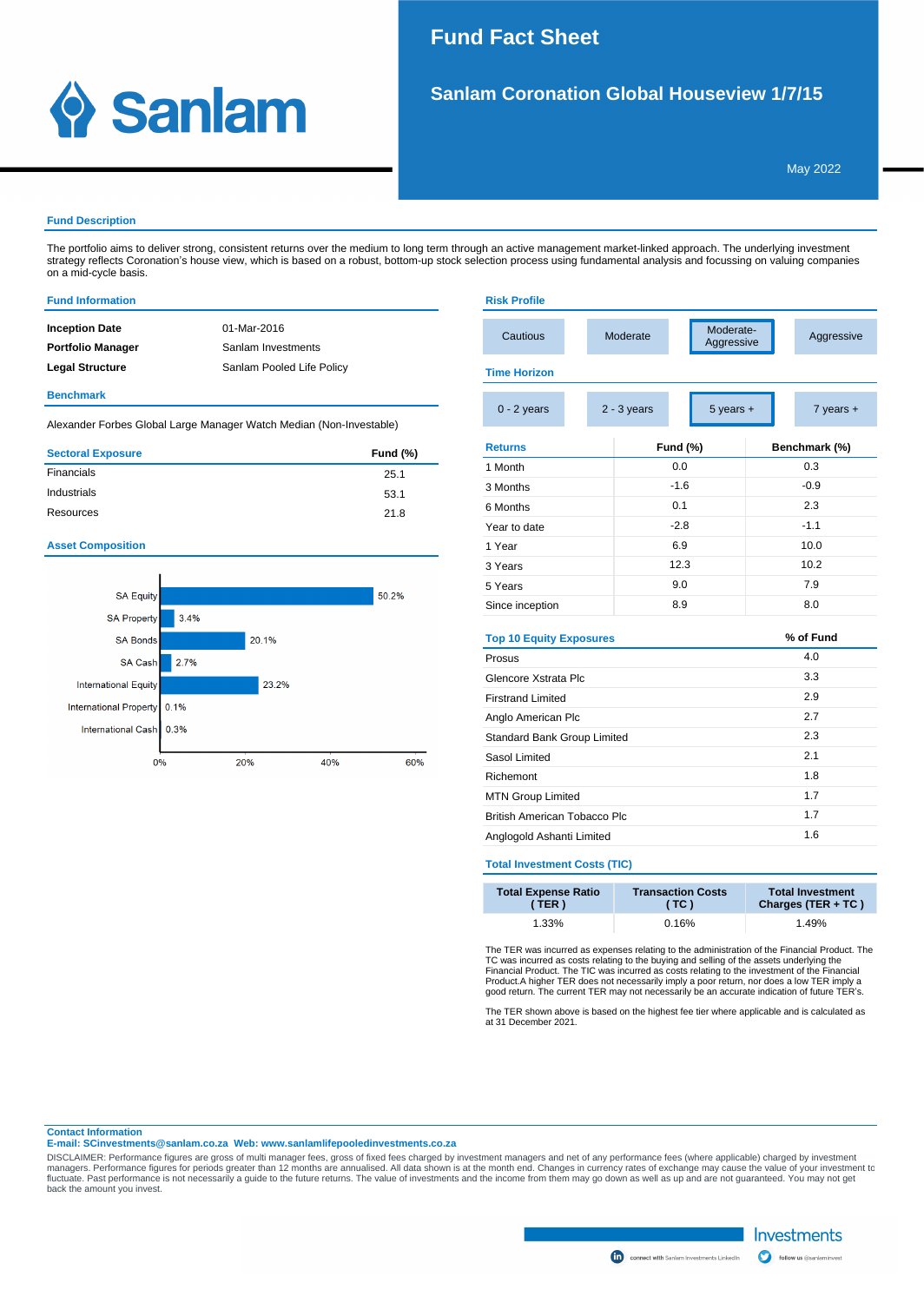# Fund Fact Sheet

## Sanlam Coronation Global Houseview 1/7/15

May 2022

### Fund Description

The portfolio aims to deliver strong, consistent returns over the medium to long term through an active management market-linked approach. The underlying investment strategy reflects Coronation's house view, which is based on a robust, bottom-up stock selection process using fundamental analysis and focussing on valuing companies on a mid-cycle basis.

### Fund Information

| | |
|---|---|
| **Inception Date** | 01-Mar-2016 |
| **Portfolio Manager** | Sanlam Investments |
| **Legal Structure** | Sanlam Pooled Life Policy |

### Benchmark

Alexander Forbes Global Large Manager Watch Median (Non-Investable)

| Sectoral Exposure | Fund (%) |
|---|---|
| Financials | 25.1 |
| Industrials | 53.1 |
| Resources | 21.8 |

### Asset Composition

SA Equity 50.2%
SA Property 3.4%
SA Bonds 20.1%
SA Cash 2.7%
International Equity 23.2%
International Property 0.1%
International Cash 0.3%

0% 20% 40% 60%

### Risk Profile

Cautious | Moderate | **Moderate-Aggressive** | Aggressive

### Time Horizon

0 - 2 years | 2 - 3 years | **5 years +** | 7 years +

| Returns | Fund (%) | Benchmark (%) |
|---|---|---|
| 1 Month | 0.0 | 0.3 |
| 3 Months | -1.6 | -0.9 |
| 6 Months | 0.1 | 2.3 |
| Year to date | -2.8 | -1.1 |
| 1 Year | 6.9 | 10.0 |
| 3 Years | 12.3 | 10.2 |
| 5 Years | 9.0 | 7.9 |
| Since inception | 8.9 | 8.0 |

| Top 10 Equity Exposures | % of Fund |
|---|---|
| Prosus | 4.0 |
| Glencore Xstrata Plc | 3.3 |
| Firstrand Limited | 2.9 |
| Anglo American Plc | 2.7 |
| Standard Bank Group Limited | 2.3 |
| Sasol Limited | 2.1 |
| Richemont | 1.8 |
| MTN Group Limited | 1.7 |
| British American Tobacco Plc | 1.7 |
| Anglogold Ashanti Limited | 1.6 |

### Total Investment Costs (TIC)

| Total Expense Ratio ( TER ) | Transaction Costs ( TC ) | Total Investment Charges (TER + TC ) |
|---|---|---|
| 1.33% | 0.16% | 1.49% |

The TER was incurred as expenses relating to the administration of the Financial Product. The TC was incurred as costs relating to the buying and selling of the assets underlying the Financial Product. The TIC was incurred as costs relating to the investment of the Financial Product.A higher TER does not necessarily imply a poor return, nor does a low TER imply a good return. The current TER may not necessarily be an accurate indication of future TER's.

The TER shown above is based on the highest fee tier where applicable and is calculated as at 31 December 2021.

**Contact Information**
**E-mail: SCinvestments@sanlam.co.za Web: www.sanlamlifepooledinvestments.co.za**

DISCLAIMER: Performance figures are gross of multi manager fees, gross of fixed fees charged by investment managers and net of any performance fees (where applicable) charged by investment managers. Performance figures for periods greater than 12 months are annualised. All data shown is at the month end. Changes in currency rates of exchange may cause the value of your investment to fluctuate. Past performance is not necessarily a guide to the future returns. The value of investments and the income from them may go down as well as up and are not guaranteed. You may not get back the amount you invest.

Investments

connect with Sanlam Investments LinkedIn follow us @sanlaminvest